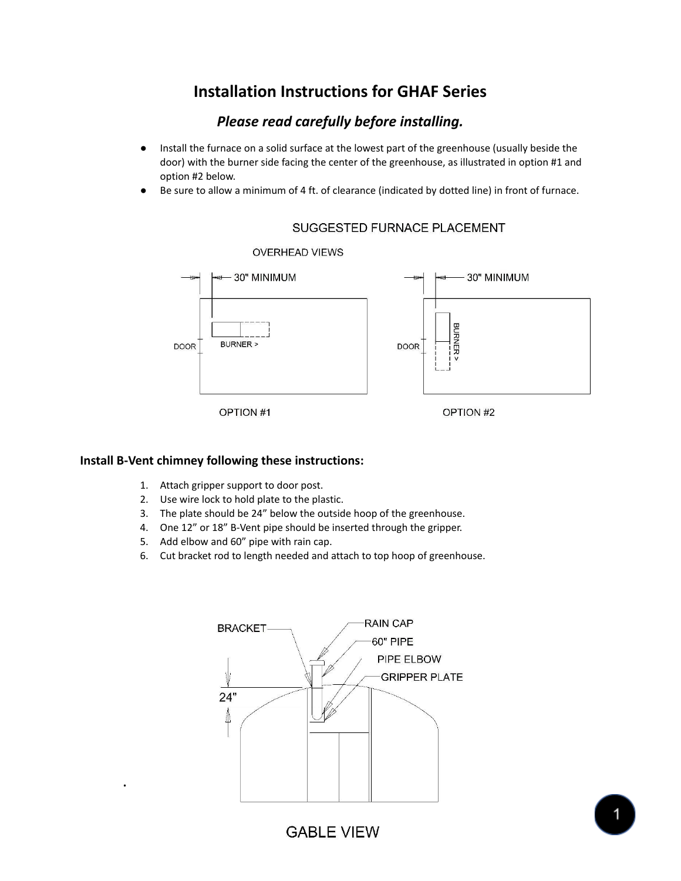# Installation Instructions for GHAF Series

### *Please read carefully before installing.*

- Install the furnace on a solid surface at the lowest part of the greenhouse (usually beside the door) with the burner side facing the center of the greenhouse, as illustrated in option #1 and option #2 below.
- Be sure to allow a minimum of 4 ft. of clearance (indicated by dotted line) in front of furnace.

SUGGESTED FURNACE PLACEMENT

OVERHEAD VIEWS

30" MINIMUM | DOOR | BURNER >

OPTION #1

30" MINIMUM | DOOR | BURNER >

OPTION #2

## Install B-Vent chimney following these instructions:

1. Attach gripper support to door post.
2. Use wire lock to hold plate to the plastic.
3. The plate should be 24" below the outside hoop of the greenhouse.
4. One 12" or 18" B-Vent pipe should be inserted through the gripper.
5. Add elbow and 60" pipe with rain cap.
6. Cut bracket rod to length needed and attach to top hoop of greenhouse.

BRACKET | RAIN CAP | 60" PIPE | PIPE ELBOW | GRIPPER PLATE | 24"

GABLE VIEW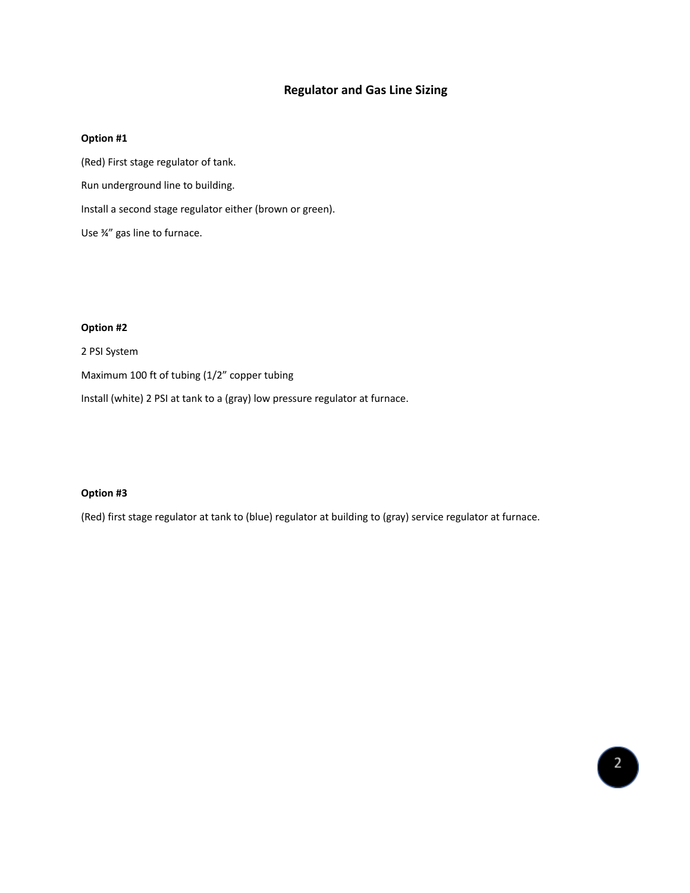# Regulator and Gas Line Sizing

**Option #1**

(Red) First stage regulator of tank.

Run underground line to building.

Install a second stage regulator either (brown or green).

Use ¾" gas line to furnace.

**Option #2**

2 PSI System

Maximum 100 ft of tubing (1/2" copper tubing

Install (white) 2 PSI at tank to a (gray) low pressure regulator at furnace.

**Option #3**

(Red) first stage regulator at tank to (blue) regulator at building to (gray) service regulator at furnace.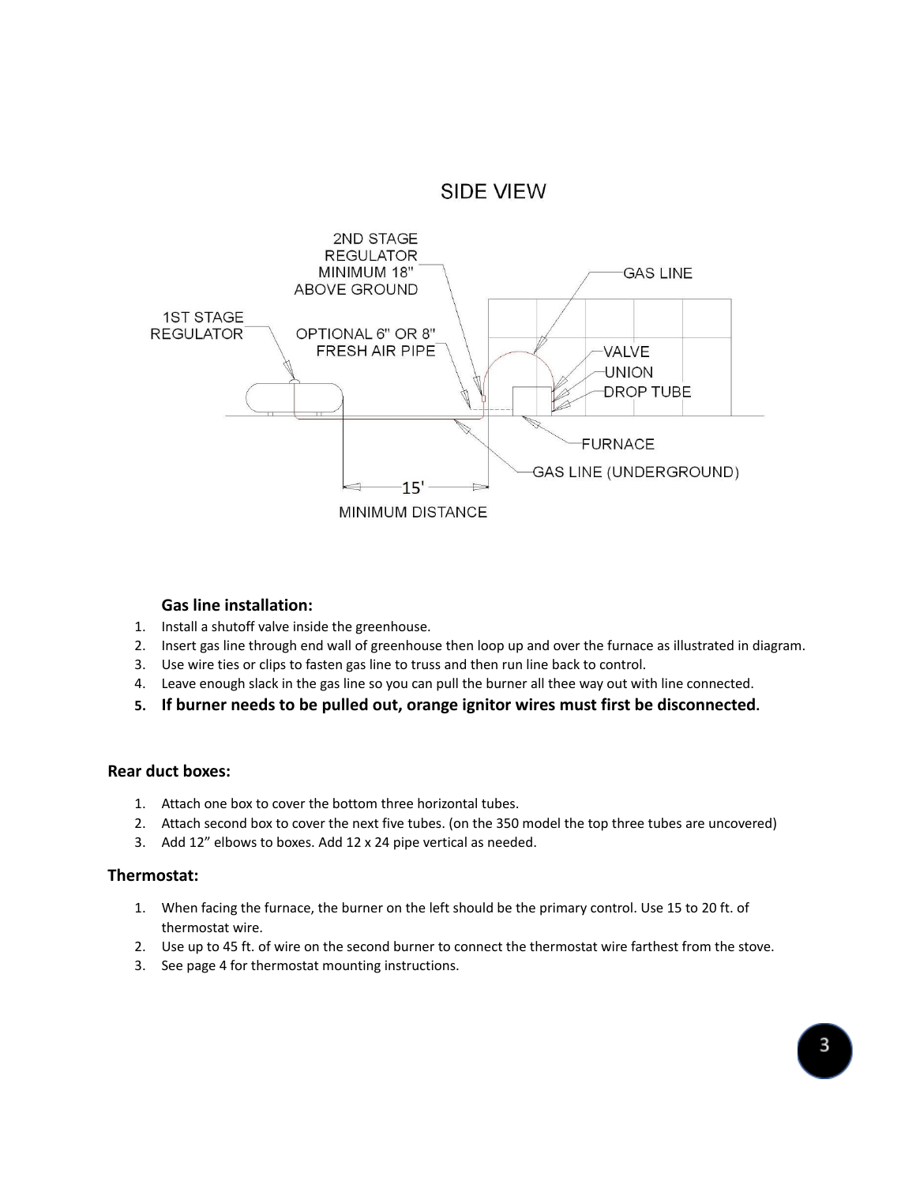SIDE VIEW

2ND STAGE REGULATOR MINIMUM 18" ABOVE GROUND

1ST STAGE REGULATOR

OPTIONAL 6" OR 8" FRESH AIR PIPE

GAS LINE

VALVE

UNION

DROP TUBE

FURNACE

GAS LINE (UNDERGROUND)

15'

MINIMUM DISTANCE

### Gas line installation:

1. Install a shutoff valve inside the greenhouse.
2. Insert gas line through end wall of greenhouse then loop up and over the furnace as illustrated in diagram.
3. Use wire ties or clips to fasten gas line to truss and then run line back to control.
4. Leave enough slack in the gas line so you can pull the burner all thee way out with line connected.
5. **If burner needs to be pulled out, orange ignitor wires must first be disconnected.**

### Rear duct boxes:

1. Attach one box to cover the bottom three horizontal tubes.
2. Attach second box to cover the next five tubes. (on the 350 model the top three tubes are uncovered)
3. Add 12" elbows to boxes. Add 12 x 24 pipe vertical as needed.

### Thermostat:

1. When facing the furnace, the burner on the left should be the primary control. Use 15 to 20 ft. of thermostat wire.
2. Use up to 45 ft. of wire on the second burner to connect the thermostat wire farthest from the stove.
3. See page 4 for thermostat mounting instructions.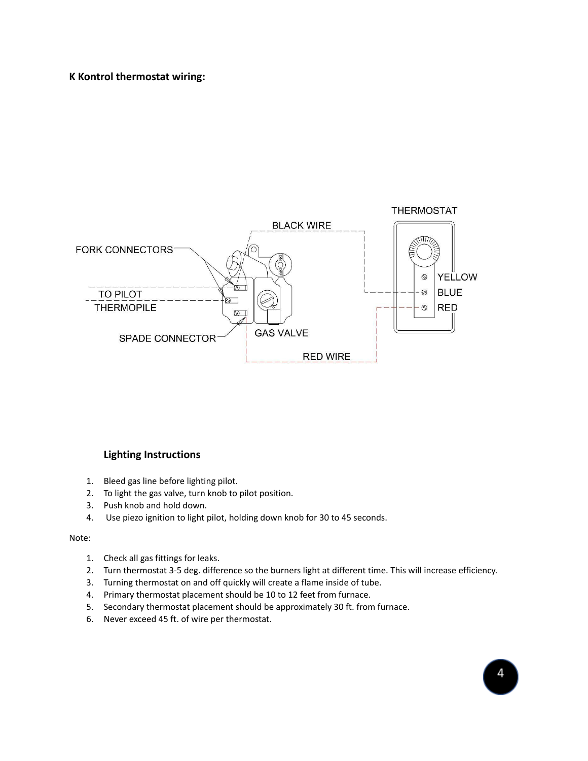**K Kontrol thermostat wiring:**

### Lighting Instructions

1. Bleed gas line before lighting pilot.
2. To light the gas valve, turn knob to pilot position.
3. Push knob and hold down.
4. Use piezo ignition to light pilot, holding down knob for 30 to 45 seconds.

Note:

1. Check all gas fittings for leaks.
2. Turn thermostat 3-5 deg. difference so the burners light at different time. This will increase efficiency.
3. Turning thermostat on and off quickly will create a flame inside of tube.
4. Primary thermostat placement should be 10 to 12 feet from furnace.
5. Secondary thermostat placement should be approximately 30 ft. from furnace.
6. Never exceed 45 ft. of wire per thermostat.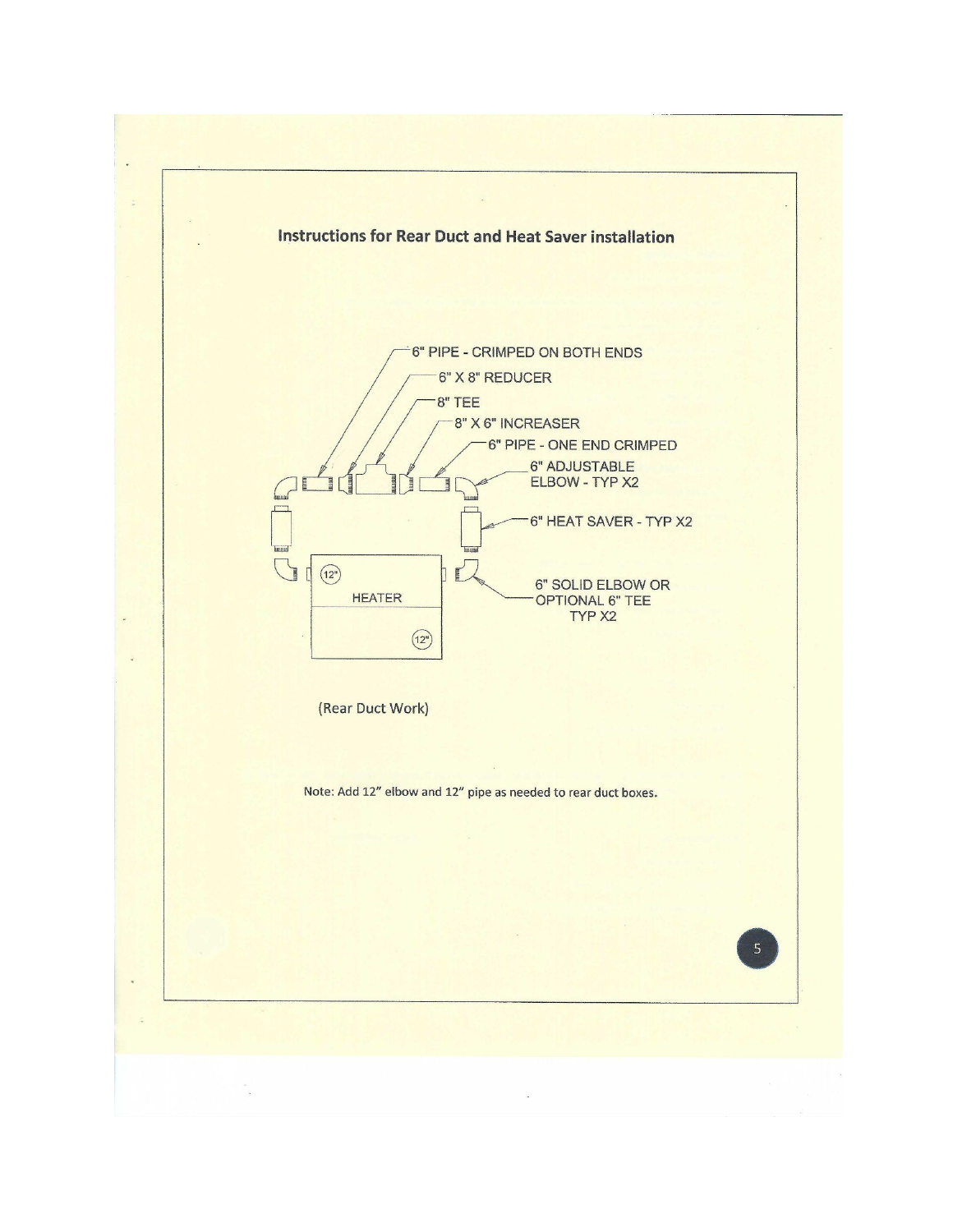## Instructions for Rear Duct and Heat Saver installation

6" PIPE - CRIMPED ON BOTH ENDS

6" X 8" REDUCER

8" TEE

8" X 6" INCREASER

6" PIPE - ONE END CRIMPED

6" ADJUSTABLE ELBOW - TYP X2

6" HEAT SAVER - TYP X2

6" SOLID ELBOW OR OPTIONAL 6" TEE TYP X2

12"

HEATER

12"

(Rear Duct Work)

Note: Add 12" elbow and 12" pipe as needed to rear duct boxes.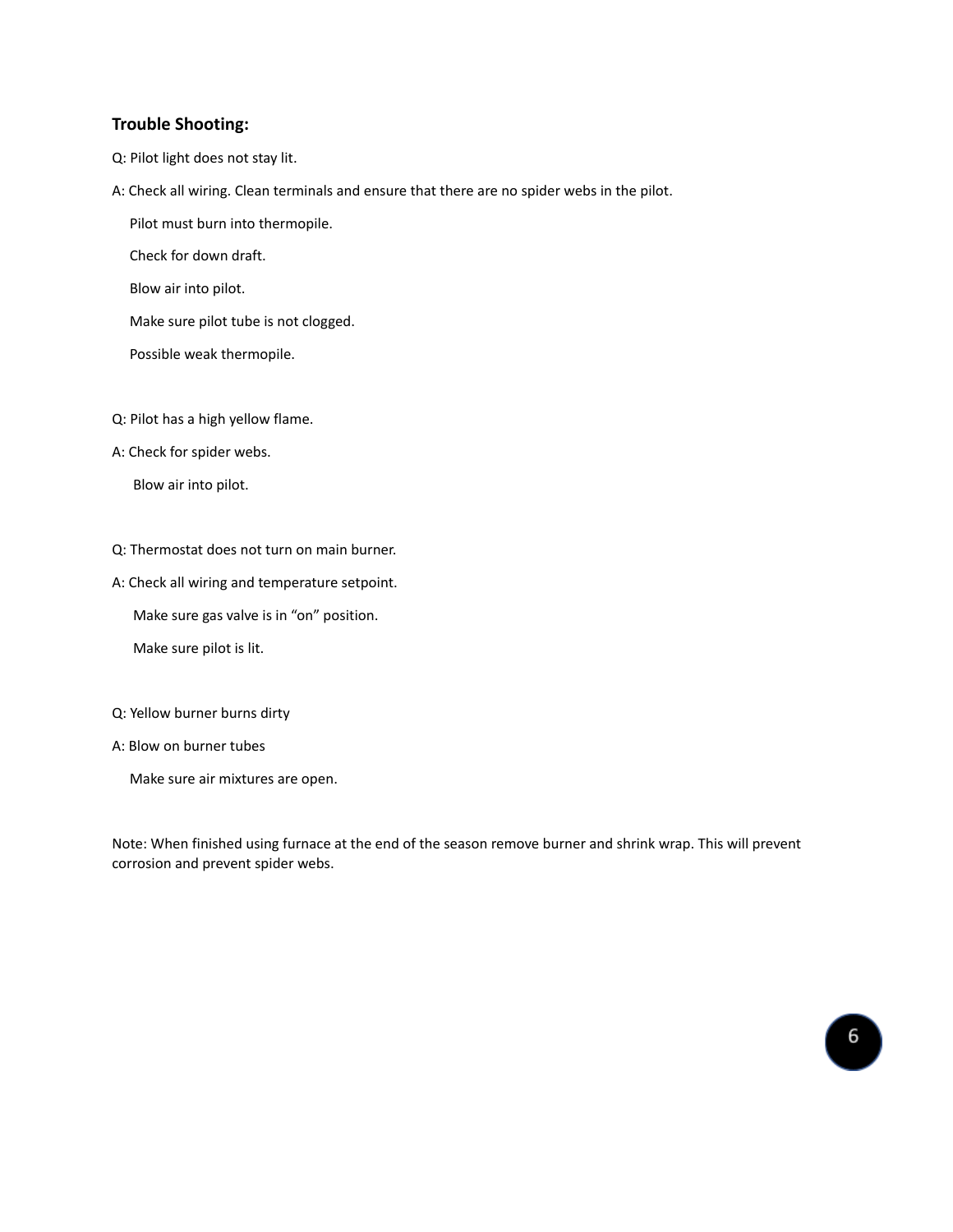## Trouble Shooting:

Q: Pilot light does not stay lit.

A: Check all wiring. Clean terminals and ensure that there are no spider webs in the pilot.

Pilot must burn into thermopile.

Check for down draft.

Blow air into pilot.

Make sure pilot tube is not clogged.

Possible weak thermopile.

Q: Pilot has a high yellow flame.

A: Check for spider webs.

Blow air into pilot.

Q: Thermostat does not turn on main burner.

A: Check all wiring and temperature setpoint.

Make sure gas valve is in “on” position.

Make sure pilot is lit.

Q: Yellow burner burns dirty

A: Blow on burner tubes

Make sure air mixtures are open.

Note: When finished using furnace at the end of the season remove burner and shrink wrap. This will prevent corrosion and prevent spider webs.